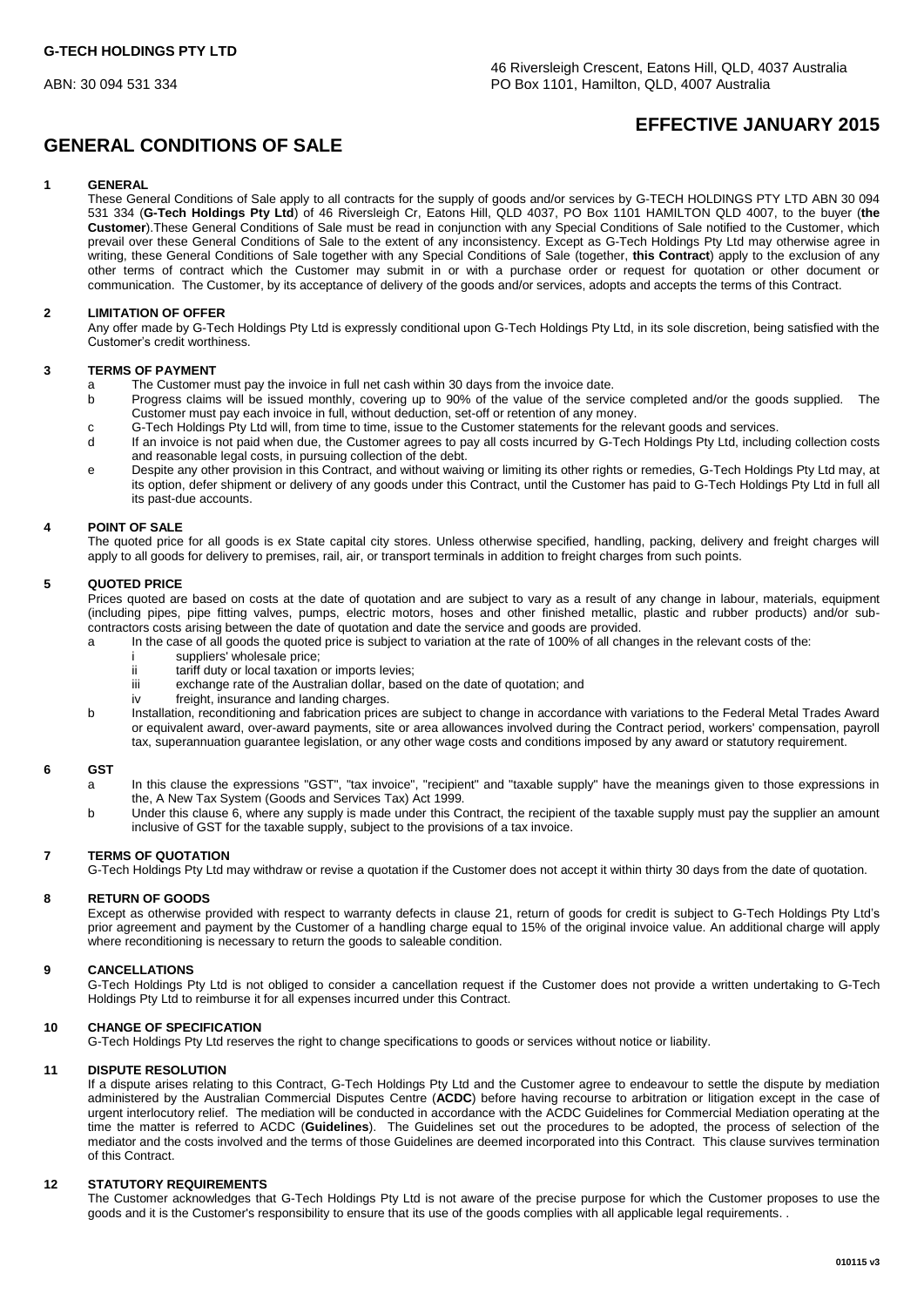**G-TECH HOLDINGS PTY LTD**

ABN: 30 094 531 334

46 Riversleigh Crescent, Eatons Hill, QLD, 4037 Australia
PO Box 1101, Hamilton, QLD, 4007 Australia

## EFFECTIVE JANUARY 2015

# GENERAL CONDITIONS OF SALE

### 1 GENERAL

These General Conditions of Sale apply to all contracts for the supply of goods and/or services by G-TECH HOLDINGS PTY LTD ABN 30 094 531 334 (**G-Tech Holdings Pty Ltd**) of 46 Riversleigh Cr, Eatons Hill, QLD 4037, PO Box 1101 HAMILTON QLD 4007, to the buyer (**the Customer**).These General Conditions of Sale must be read in conjunction with any Special Conditions of Sale notified to the Customer, which prevail over these General Conditions of Sale to the extent of any inconsistency. Except as G-Tech Holdings Pty Ltd may otherwise agree in writing, these General Conditions of Sale together with any Special Conditions of Sale (together, **this Contract**) apply to the exclusion of any other terms of contract which the Customer may submit in or with a purchase order or request for quotation or other document or communication. The Customer, by its acceptance of delivery of the goods and/or services, adopts and accepts the terms of this Contract.

### 2 LIMITATION OF OFFER

Any offer made by G-Tech Holdings Pty Ltd is expressly conditional upon G-Tech Holdings Pty Ltd, in its sole discretion, being satisfied with the Customer's credit worthiness.

### 3 TERMS OF PAYMENT

a The Customer must pay the invoice in full net cash within 30 days from the invoice date.

b Progress claims will be issued monthly, covering up to 90% of the value of the service completed and/or the goods supplied. The Customer must pay each invoice in full, without deduction, set-off or retention of any money.

c G-Tech Holdings Pty Ltd will, from time to time, issue to the Customer statements for the relevant goods and services.

d If an invoice is not paid when due, the Customer agrees to pay all costs incurred by G-Tech Holdings Pty Ltd, including collection costs and reasonable legal costs, in pursuing collection of the debt.

e Despite any other provision in this Contract, and without waiving or limiting its other rights or remedies, G-Tech Holdings Pty Ltd may, at its option, defer shipment or delivery of any goods under this Contract, until the Customer has paid to G-Tech Holdings Pty Ltd in full all its past-due accounts.

### 4 POINT OF SALE

The quoted price for all goods is ex State capital city stores. Unless otherwise specified, handling, packing, delivery and freight charges will apply to all goods for delivery to premises, rail, air, or transport terminals in addition to freight charges from such points.

### 5 QUOTED PRICE

Prices quoted are based on costs at the date of quotation and are subject to vary as a result of any change in labour, materials, equipment (including pipes, pipe fitting valves, pumps, electric motors, hoses and other finished metallic, plastic and rubber products) and/or sub-contractors costs arising between the date of quotation and date the service and goods are provided.

a In the case of all goods the quoted price is subject to variation at the rate of 100% of all changes in the relevant costs of the:

i suppliers' wholesale price;

ii tariff duty or local taxation or imports levies;

iii exchange rate of the Australian dollar, based on the date of quotation; and

iv freight, insurance and landing charges.

b Installation, reconditioning and fabrication prices are subject to change in accordance with variations to the Federal Metal Trades Award or equivalent award, over-award payments, site or area allowances involved during the Contract period, workers' compensation, payroll tax, superannuation guarantee legislation, or any other wage costs and conditions imposed by any award or statutory requirement.

### 6 GST

a In this clause the expressions "GST", "tax invoice", "recipient" and "taxable supply" have the meanings given to those expressions in the, A New Tax System (Goods and Services Tax) Act 1999.

b Under this clause 6, where any supply is made under this Contract, the recipient of the taxable supply must pay the supplier an amount inclusive of GST for the taxable supply, subject to the provisions of a tax invoice.

### 7 TERMS OF QUOTATION

G-Tech Holdings Pty Ltd may withdraw or revise a quotation if the Customer does not accept it within thirty 30 days from the date of quotation.

### 8 RETURN OF GOODS

Except as otherwise provided with respect to warranty defects in clause 21, return of goods for credit is subject to G-Tech Holdings Pty Ltd's prior agreement and payment by the Customer of a handling charge equal to 15% of the original invoice value. An additional charge will apply where reconditioning is necessary to return the goods to saleable condition.

### 9 CANCELLATIONS

G-Tech Holdings Pty Ltd is not obliged to consider a cancellation request if the Customer does not provide a written undertaking to G-Tech Holdings Pty Ltd to reimburse it for all expenses incurred under this Contract.

### 10 CHANGE OF SPECIFICATION

G-Tech Holdings Pty Ltd reserves the right to change specifications to goods or services without notice or liability.

### 11 DISPUTE RESOLUTION

If a dispute arises relating to this Contract, G-Tech Holdings Pty Ltd and the Customer agree to endeavour to settle the dispute by mediation administered by the Australian Commercial Disputes Centre (**ACDC**) before having recourse to arbitration or litigation except in the case of urgent interlocutory relief. The mediation will be conducted in accordance with the ACDC Guidelines for Commercial Mediation operating at the time the matter is referred to ACDC (**Guidelines**). The Guidelines set out the procedures to be adopted, the process of selection of the mediator and the costs involved and the terms of those Guidelines are deemed incorporated into this Contract. This clause survives termination of this Contract.

### 12 STATUTORY REQUIREMENTS

The Customer acknowledges that G-Tech Holdings Pty Ltd is not aware of the precise purpose for which the Customer proposes to use the goods and it is the Customer's responsibility to ensure that its use of the goods complies with all applicable legal requirements. .

010115 v3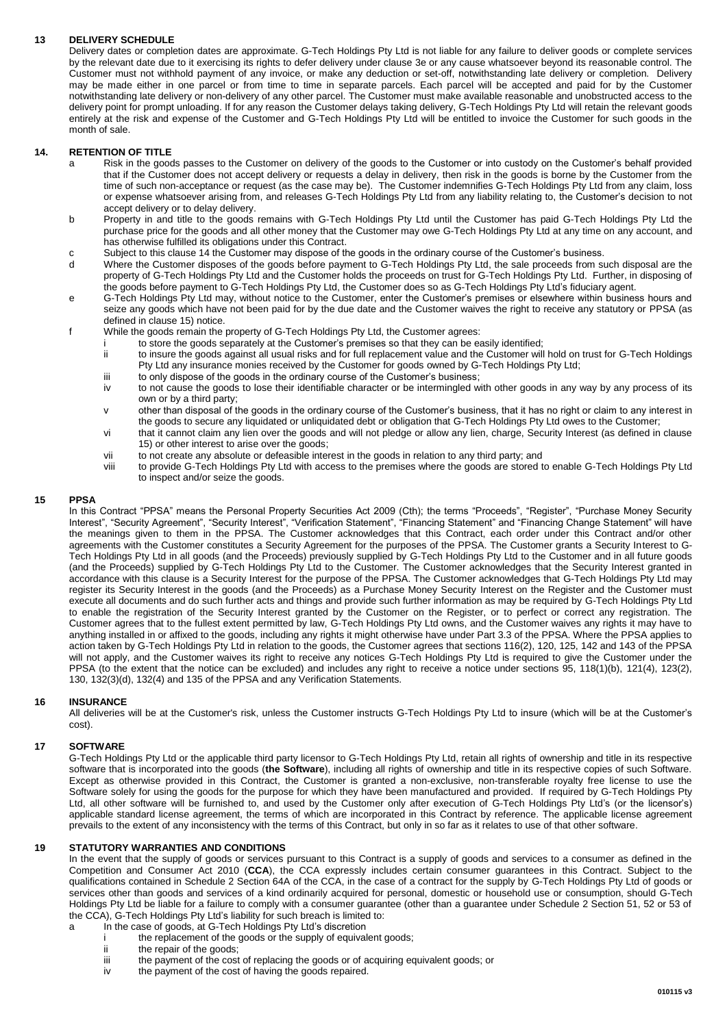## 13 DELIVERY SCHEDULE

Delivery dates or completion dates are approximate. G-Tech Holdings Pty Ltd is not liable for any failure to deliver goods or complete services by the relevant date due to it exercising its rights to defer delivery under clause 3e or any cause whatsoever beyond its reasonable control. The Customer must not withhold payment of any invoice, or make any deduction or set-off, notwithstanding late delivery or completion. Delivery may be made either in one parcel or from time to time in separate parcels. Each parcel will be accepted and paid for by the Customer notwithstanding late delivery or non-delivery of any other parcel. The Customer must make available reasonable and unobstructed access to the delivery point for prompt unloading. If for any reason the Customer delays taking delivery, G-Tech Holdings Pty Ltd will retain the relevant goods entirely at the risk and expense of the Customer and G-Tech Holdings Pty Ltd will be entitled to invoice the Customer for such goods in the month of sale.

## 14. RETENTION OF TITLE

a Risk in the goods passes to the Customer on delivery of the goods to the Customer or into custody on the Customer's behalf provided that if the Customer does not accept delivery or requests a delay in delivery, then risk in the goods is borne by the Customer from the time of such non-acceptance or request (as the case may be). The Customer indemnifies G-Tech Holdings Pty Ltd from any claim, loss or expense whatsoever arising from, and releases G-Tech Holdings Pty Ltd from any liability relating to, the Customer's decision to not accept delivery or to delay delivery.

b Property in and title to the goods remains with G-Tech Holdings Pty Ltd until the Customer has paid G-Tech Holdings Pty Ltd the purchase price for the goods and all other money that the Customer may owe G-Tech Holdings Pty Ltd at any time on any account, and has otherwise fulfilled its obligations under this Contract.

c Subject to this clause 14 the Customer may dispose of the goods in the ordinary course of the Customer's business.

d Where the Customer disposes of the goods before payment to G-Tech Holdings Pty Ltd, the sale proceeds from such disposal are the property of G-Tech Holdings Pty Ltd and the Customer holds the proceeds on trust for G-Tech Holdings Pty Ltd. Further, in disposing of the goods before payment to G-Tech Holdings Pty Ltd, the Customer does so as G-Tech Holdings Pty Ltd's fiduciary agent.

e G-Tech Holdings Pty Ltd may, without notice to the Customer, enter the Customer's premises or elsewhere within business hours and seize any goods which have not been paid for by the due date and the Customer waives the right to receive any statutory or PPSA (as defined in clause 15) notice.

f While the goods remain the property of G-Tech Holdings Pty Ltd, the Customer agrees:

- i to store the goods separately at the Customer's premises so that they can be easily identified;
- ii to insure the goods against all usual risks and for full replacement value and the Customer will hold on trust for G-Tech Holdings Pty Ltd any insurance monies received by the Customer for goods owned by G-Tech Holdings Pty Ltd;
- iii to only dispose of the goods in the ordinary course of the Customer's business;
- iv to not cause the goods to lose their identifiable character or be intermingled with other goods in any way by any process of its own or by a third party;
- v other than disposal of the goods in the ordinary course of the Customer's business, that it has no right or claim to any interest in the goods to secure any liquidated or unliquidated debt or obligation that G-Tech Holdings Pty Ltd owes to the Customer;
- vi that it cannot claim any lien over the goods and will not pledge or allow any lien, charge, Security Interest (as defined in clause 15) or other interest to arise over the goods;
- vii to not create any absolute or defeasible interest in the goods in relation to any third party; and
- viii to provide G-Tech Holdings Pty Ltd with access to the premises where the goods are stored to enable G-Tech Holdings Pty Ltd to inspect and/or seize the goods.

## 15 PPSA

In this Contract "PPSA" means the Personal Property Securities Act 2009 (Cth); the terms "Proceeds", "Register", "Purchase Money Security Interest", "Security Agreement", "Security Interest", "Verification Statement", "Financing Statement" and "Financing Change Statement" will have the meanings given to them in the PPSA. The Customer acknowledges that this Contract, each order under this Contract and/or other agreements with the Customer constitutes a Security Agreement for the purposes of the PPSA. The Customer grants a Security Interest to G-Tech Holdings Pty Ltd in all goods (and the Proceeds) previously supplied by G-Tech Holdings Pty Ltd to the Customer and in all future goods (and the Proceeds) supplied by G-Tech Holdings Pty Ltd to the Customer. The Customer acknowledges that the Security Interest granted in accordance with this clause is a Security Interest for the purpose of the PPSA. The Customer acknowledges that G-Tech Holdings Pty Ltd may register its Security Interest in the goods (and the Proceeds) as a Purchase Money Security Interest on the Register and the Customer must execute all documents and do such further acts and things and provide such further information as may be required by G-Tech Holdings Pty Ltd to enable the registration of the Security Interest granted by the Customer on the Register, or to perfect or correct any registration. The Customer agrees that to the fullest extent permitted by law, G-Tech Holdings Pty Ltd owns, and the Customer waives any rights it may have to anything installed in or affixed to the goods, including any rights it might otherwise have under Part 3.3 of the PPSA. Where the PPSA applies to action taken by G-Tech Holdings Pty Ltd in relation to the goods, the Customer agrees that sections 116(2), 120, 125, 142 and 143 of the PPSA will not apply, and the Customer waives its right to receive any notices G-Tech Holdings Pty Ltd is required to give the Customer under the PPSA (to the extent that the notice can be excluded) and includes any right to receive a notice under sections 95, 118(1)(b), 121(4), 123(2), 130, 132(3)(d), 132(4) and 135 of the PPSA and any Verification Statements.

## 16 INSURANCE

All deliveries will be at the Customer's risk, unless the Customer instructs G-Tech Holdings Pty Ltd to insure (which will be at the Customer's cost).

## 17 SOFTWARE

G-Tech Holdings Pty Ltd or the applicable third party licensor to G-Tech Holdings Pty Ltd, retain all rights of ownership and title in its respective software that is incorporated into the goods (**the Software**), including all rights of ownership and title in its respective copies of such Software. Except as otherwise provided in this Contract, the Customer is granted a non-exclusive, non-transferable royalty free license to use the Software solely for using the goods for the purpose for which they have been manufactured and provided. If required by G-Tech Holdings Pty Ltd, all other software will be furnished to, and used by the Customer only after execution of G-Tech Holdings Pty Ltd's (or the licensor's) applicable standard license agreement, the terms of which are incorporated in this Contract by reference. The applicable license agreement prevails to the extent of any inconsistency with the terms of this Contract, but only in so far as it relates to use of that other software.

## 19 STATUTORY WARRANTIES AND CONDITIONS

In the event that the supply of goods or services pursuant to this Contract is a supply of goods and services to a consumer as defined in the Competition and Consumer Act 2010 (**CCA**), the CCA expressly includes certain consumer guarantees in this Contract. Subject to the qualifications contained in Schedule 2 Section 64A of the CCA, in the case of a contract for the supply by G-Tech Holdings Pty Ltd of goods or services other than goods and services of a kind ordinarily acquired for personal, domestic or household use or consumption, should G-Tech Holdings Pty Ltd be liable for a failure to comply with a consumer guarantee (other than a guarantee under Schedule 2 Section 51, 52 or 53 of the CCA), G-Tech Holdings Pty Ltd's liability for such breach is limited to:

a In the case of goods, at G-Tech Holdings Pty Ltd's discretion

- i the replacement of the goods or the supply of equivalent goods;
- ii the repair of the goods;
- iii the payment of the cost of replacing the goods or of acquiring equivalent goods; or
- iv the payment of the cost of having the goods repaired.

010115 v3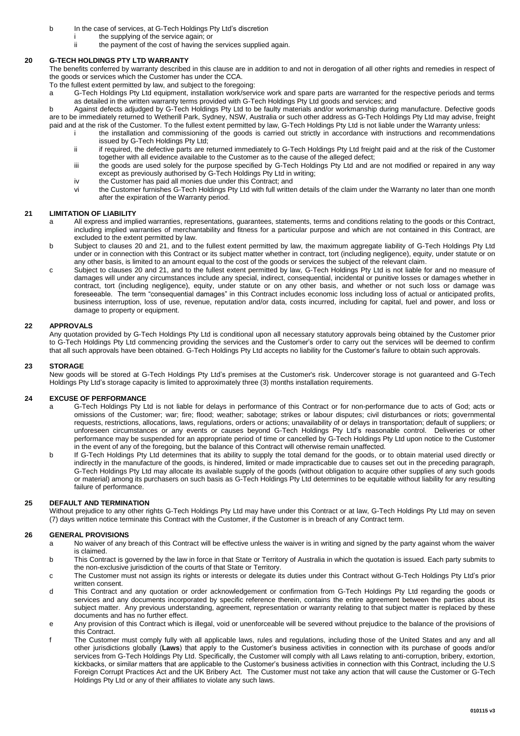b In the case of services, at G-Tech Holdings Pty Ltd's discretion

i the supplying of the service again; or

ii the payment of the cost of having the services supplied again.

## 20 G-TECH HOLDINGS PTY LTD WARRANTY

The benefits conferred by warranty described in this clause are in addition to and not in derogation of all other rights and remedies in respect of the goods or services which the Customer has under the CCA.

To the fullest extent permitted by law, and subject to the foregoing:

a G-Tech Holdings Pty Ltd equipment, installation work/service work and spare parts are warranted for the respective periods and terms as detailed in the written warranty terms provided with G-Tech Holdings Pty Ltd goods and services; and

b Against defects adjudged by G-Tech Holdings Pty Ltd to be faulty materials and/or workmanship during manufacture. Defective goods are to be immediately returned to Wetherill Park, Sydney, NSW, Australia or such other address as G-Tech Holdings Pty Ltd may advise, freight paid and at the risk of the Customer. To the fullest extent permitted by law, G-Tech Holdings Pty Ltd is not liable under the Warranty unless:

i the installation and commissioning of the goods is carried out strictly in accordance with instructions and recommendations issued by G-Tech Holdings Pty Ltd;

ii if required, the defective parts are returned immediately to G-Tech Holdings Pty Ltd freight paid and at the risk of the Customer together with all evidence available to the Customer as to the cause of the alleged defect;

iii the goods are used solely for the purpose specified by G-Tech Holdings Pty Ltd and are not modified or repaired in any way except as previously authorised by G-Tech Holdings Pty Ltd in writing;

iv the Customer has paid all monies due under this Contract; and

vi the Customer furnishes G-Tech Holdings Pty Ltd with full written details of the claim under the Warranty no later than one month after the expiration of the Warranty period.

## 21 LIMITATION OF LIABILITY

a All express and implied warranties, representations, guarantees, statements, terms and conditions relating to the goods or this Contract, including implied warranties of merchantability and fitness for a particular purpose and which are not contained in this Contract, are excluded to the extent permitted by law.

b Subject to clauses 20 and 21, and to the fullest extent permitted by law, the maximum aggregate liability of G-Tech Holdings Pty Ltd under or in connection with this Contract or its subject matter whether in contract, tort (including negligence), equity, under statute or on any other basis, is limited to an amount equal to the cost of the goods or services the subject of the relevant claim.

c Subject to clauses 20 and 21, and to the fullest extent permitted by law, G-Tech Holdings Pty Ltd is not liable for and no measure of damages will under any circumstances include any special, indirect, consequential, incidental or punitive losses or damages whether in contract, tort (including negligence), equity, under statute or on any other basis, and whether or not such loss or damage was foreseeable. The term "consequential damages" in this Contract includes economic loss including loss of actual or anticipated profits, business interruption, loss of use, revenue, reputation and/or data, costs incurred, including for capital, fuel and power, and loss or damage to property or equipment.

## 22 APPROVALS

Any quotation provided by G-Tech Holdings Pty Ltd is conditional upon all necessary statutory approvals being obtained by the Customer prior to G-Tech Holdings Pty Ltd commencing providing the services and the Customer's order to carry out the services will be deemed to confirm that all such approvals have been obtained. G-Tech Holdings Pty Ltd accepts no liability for the Customer's failure to obtain such approvals.

## 23 STORAGE

New goods will be stored at G-Tech Holdings Pty Ltd's premises at the Customer's risk. Undercover storage is not guaranteed and G-Tech Holdings Pty Ltd's storage capacity is limited to approximately three (3) months installation requirements.

## 24 EXCUSE OF PERFORMANCE

a G-Tech Holdings Pty Ltd is not liable for delays in performance of this Contract or for non-performance due to acts of God; acts or omissions of the Customer; war; fire; flood; weather; sabotage; strikes or labour disputes; civil disturbances or riots; governmental requests, restrictions, allocations, laws, regulations, orders or actions; unavailability of or delays in transportation; default of suppliers; or unforeseen circumstances or any events or causes beyond G-Tech Holdings Pty Ltd's reasonable control. Deliveries or other performance may be suspended for an appropriate period of time or cancelled by G-Tech Holdings Pty Ltd upon notice to the Customer in the event of any of the foregoing, but the balance of this Contract will otherwise remain unaffected.

b If G-Tech Holdings Pty Ltd determines that its ability to supply the total demand for the goods, or to obtain material used directly or indirectly in the manufacture of the goods, is hindered, limited or made impracticable due to causes set out in the preceding paragraph, G-Tech Holdings Pty Ltd may allocate its available supply of the goods (without obligation to acquire other supplies of any such goods or material) among its purchasers on such basis as G-Tech Holdings Pty Ltd determines to be equitable without liability for any resulting failure of performance.

## 25 DEFAULT AND TERMINATION

Without prejudice to any other rights G-Tech Holdings Pty Ltd may have under this Contract or at law, G-Tech Holdings Pty Ltd may on seven (7) days written notice terminate this Contract with the Customer, if the Customer is in breach of any Contract term.

## 26 GENERAL PROVISIONS

a No waiver of any breach of this Contract will be effective unless the waiver is in writing and signed by the party against whom the waiver is claimed.

b This Contract is governed by the law in force in that State or Territory of Australia in which the quotation is issued. Each party submits to the non-exclusive jurisdiction of the courts of that State or Territory.

c The Customer must not assign its rights or interests or delegate its duties under this Contract without G-Tech Holdings Pty Ltd's prior written consent.

d This Contract and any quotation or order acknowledgement or confirmation from G-Tech Holdings Pty Ltd regarding the goods or services and any documents incorporated by specific reference therein, contains the entire agreement between the parties about its subject matter. Any previous understanding, agreement, representation or warranty relating to that subject matter is replaced by these documents and has no further effect.

e Any provision of this Contract which is illegal, void or unenforceable will be severed without prejudice to the balance of the provisions of this Contract.

f The Customer must comply fully with all applicable laws, rules and regulations, including those of the United States and any and all other jurisdictions globally (**Laws**) that apply to the Customer's business activities in connection with its purchase of goods and/or services from G-Tech Holdings Pty Ltd. Specifically, the Customer will comply with all Laws relating to anti-corruption, bribery, extortion, kickbacks, or similar matters that are applicable to the Customer's business activities in connection with this Contract, including the U.S Foreign Corrupt Practices Act and the UK Bribery Act. The Customer must not take any action that will cause the Customer or G-Tech Holdings Pty Ltd or any of their affiliates to violate any such laws.

010115 v3